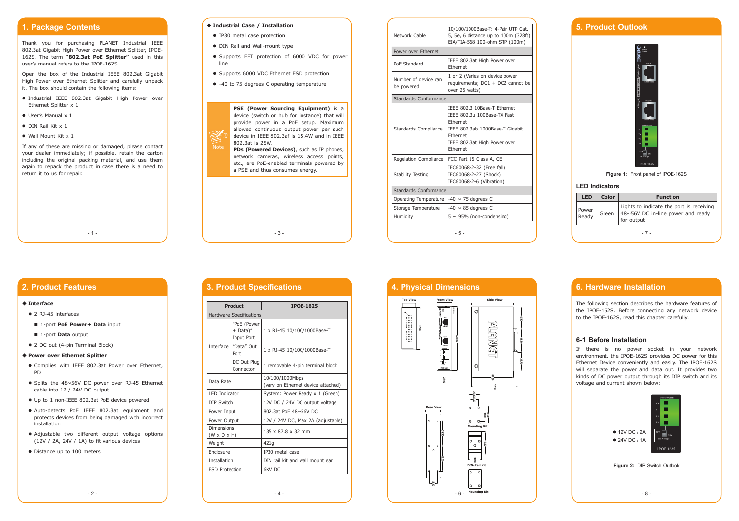## 1. Package Contents

Thank you for purchasing PLANET Industrial IEEE 802.3at Gigabit High Power over Ethernet Splitter, IPOE-162S. The term **"802.3at PoE Splitter"** used in this user's manual refers to the IPOE-162S.

Open the box of the Industrial IEEE 802.3at Gigabit High Power over Ethernet Splitter and carefully unpack it. The box should contain the following items:

- Industrial IEEE 802.3at Gigabit High Power over Ethernet Splitter x 1
- User's Manual x 1
- DIN Rail Kit x 1
- Wall Mount Kit x 1

If any of these are missing or damaged, please contact your dealer immediately; if possible, retain the carton including the original packing material, and use them again to repack the product in case there is a need to return it to us for repair.

## 2. Product Features

◆ **Interface**

- 2 RJ-45 interfaces
  - 1-port **PoE Power+ Data** input
  - 1-port **Data** output
- 2 DC out (4-pin Terminal Block)

◆ **Power over Ethernet Splitter**

- Complies with IEEE 802.3at Power over Ethernet, PD
- Splits the 48~56V DC power over RJ-45 Ethernet cable into 12 / 24V DC output
- Up to 1 non-IEEE 802.3at PoE device powered
- Auto-detects PoE IEEE 802.3at equipment and protects devices from being damaged with incorrect installation
- Adjustable two different output voltage options (12V / 2A, 24V / 1A) to fit various devices
- Distance up to 100 meters

◆ **Industrial Case / Installation**

- IP30 metal case protection
- DIN Rail and Wall-mount type
- Supports EFT protection of 6000 VDC for power line
- Supports 6000 VDC Ethernet ESD protection
- -40 to 75 degrees C operating temperature

> **Note**
>
> **PSE (Power Sourcing Equipment)** is a device (switch or hub for instance) that will provide power in a PoE setup. Maximum allowed continuous output power per such device in IEEE 802.3af is 15.4W and in IEEE 802.3at is 25W.
>
> **PDs (Powered Devices)**, such as IP phones, network cameras, wireless access points, etc., are PoE-enabled terminals powered by a PSE and thus consumes energy.

## 3. Product Specifications

| Product | | IPOE-162S |
|---|---|---|
| Hardware Specifications | | |
| Interface | "PoE (Power + Data)" Input Port | 1 x RJ-45 10/100/1000Base-T |
| | "Data" Out Port | 1 x RJ-45 10/100/1000Base-T |
| | DC Out Plug Connector | 1 removable 4-pin terminal block |
| Data Rate | | 10/100/1000Mbps (vary on Ethernet device attached) |
| LED Indicator | | System: Power Ready x 1 (Green) |
| DIP Switch | | 12V DC / 24V DC output voltage |
| Power Input | | 802.3at PoE 48~56V DC |
| Power Output | | 12V / 24V DC, Max 2A (adjustable) |
| Dimensions (W x D x H) | | 135 x 87.8 x 32 mm |
| Weight | | 421g |
| Enclosure | | IP30 metal case |
| Installation | | DIN rail kit and wall mount ear |
| ESD Protection | | 6KV DC |
| Network Cable | | 10/100/1000Base-T: 4-Pair UTP Cat. 5, 5e, 6 distance up to 100m (328ft) EIA/TIA-568 100-ohm STP (100m) |
| Power over Ethernet | | |
| PoE Standard | | IEEE 802.3at High Power over Ethernet |
| Number of device can be powered | | 1 or 2 (Varies on device power requirements; DC1 + DC2 cannot be over 25 watts) |
| Standards Conformance | | |
| Standards Compliance | | IEEE 802.3 10Base-T Ethernet<br>IEEE 802.3u 100Base-TX Fast Ethernet<br>IEEE 802.3ab 1000Base-T Gigabit Ethernet<br>IEEE 802.3at High Power over Ethernet |
| Regulation Compliance | | FCC Part 15 Class A, CE |
| Stability Testing | | IEC60068-2-32 (Free fall)<br>IEC60068-2-27 (Shock)<br>IEC60068-2-6 (Vibration) |
| Standards Conformance | | |
| Operating Temperature | | -40 ~ 75 degrees C |
| Storage Temperature | | -40 ~ 85 degrees C |
| Humidity | | 5 ~ 95% (non-condensing) |

## 4. Physical Dimensions

Top View, Front View, Side View, Rear View, Mounting Kit, DIN-Rail Kit, Mounting Kit

## 5. Product Outlook

**Figure 1:** Front panel of IPOE-162S

### LED Indicators

| LED | Color | Function |
|---|---|---|
| Power Ready | Green | Lights to indicate the port is receiving 48~56V DC in-line power and ready for output |

## 6. Hardware Installation

The following section describes the hardware features of the IPOE-162S. Before connecting any network device to the IPOE-162S, read this chapter carefully.

### 6-1 Before Installation

If there is no power socket in your network environment, the IPOE-162S provides DC power for this Ethernet Device conveniently and easily. The IPOE-162S will separate the power and data out. It provides two kinds of DC power output through its DIP switch and its voltage and current shown below:

- 12V DC / 2A
- 24V DC / 1A

**Figure 2:** DIP Switch Outlook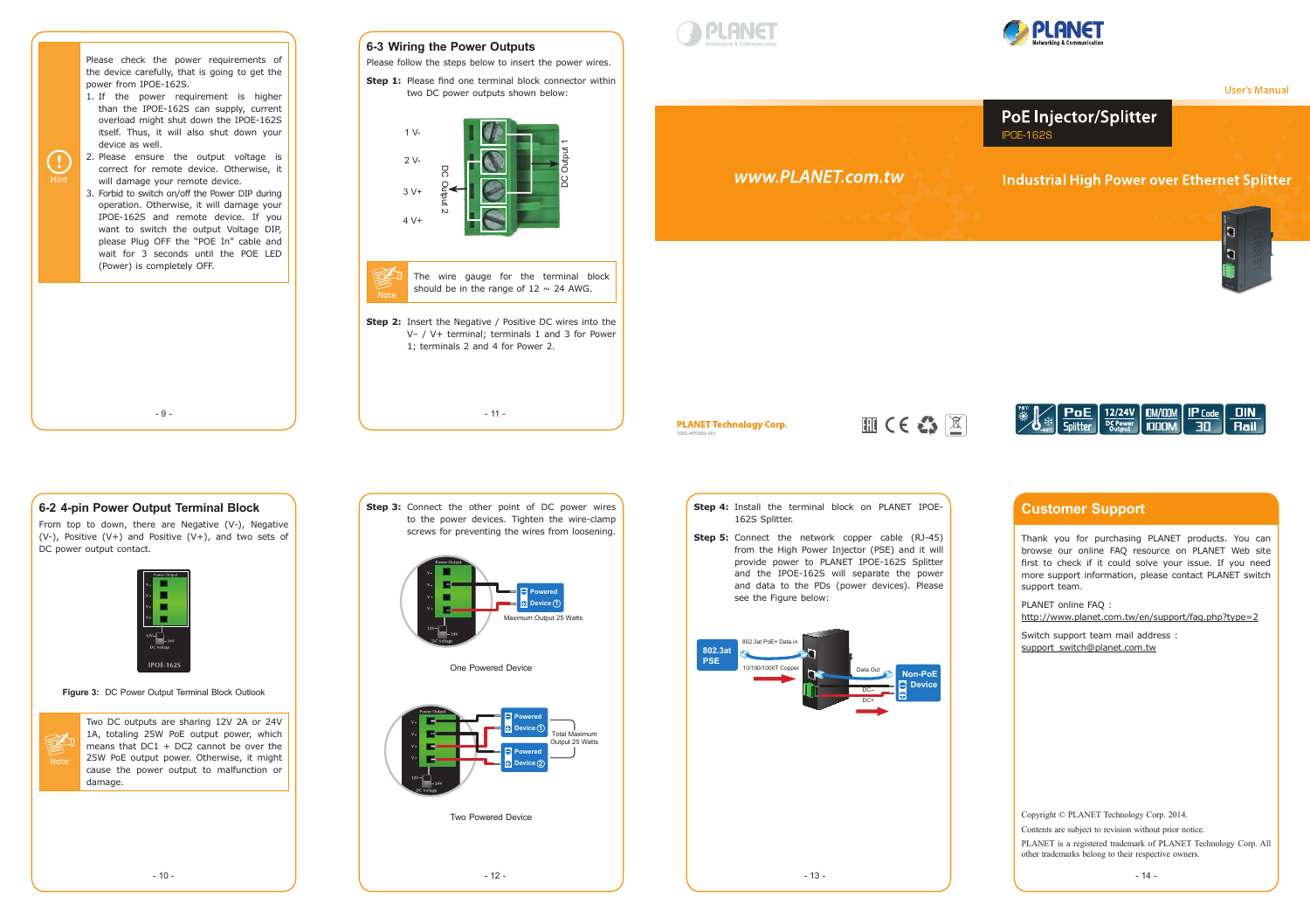> **Hint**
>
> Please check the power requirements of the device carefully, that is going to get the power from IPOE-162S.
>
> 1. If the power requirement is higher than the IPOE-162S can supply, current overload might shut down the IPOE-162S itself. Thus, it will also shut down your device as well.
> 2. Please ensure the output voltage is correct for remote device. Otherwise, it will damage your remote device.
> 3. Forbid to switch on/off the Power DIP during operation. Otherwise, it will damage your IPOE-162S and remote device. If you want to switch the output Voltage DIP, please Plug OFF the "POE In" cable and wait for 3 seconds until the POE LED (Power) is completely OFF.

## 6-2 4-pin Power Output Terminal Block

From top to down, there are Negative (V-), Negative (V-), Positive (V+) and Positive (V+), and two sets of DC power output contact.

Power Output
V-
V-
V+
V+
12V 24V
DC Voltage
IPOE-162S

Figure 3: DC Power Output Terminal Block Outlook

> **Note**
>
> Two DC outputs are sharing 12V 2A or 24V 1A, totaling 25W PoE output power, which means that DC1 + DC2 cannot be over the 25W PoE output power. Otherwise, it might cause the power output to malfunction or damage.

## 6-3 Wiring the Power Outputs

Please follow the steps below to insert the power wires.

**Step 1:** Please find one terminal block connector within two DC power outputs shown below:

1 V-
2 V-
3 V+
4 V+
DC Output 2
DC Output 1

> **Note**
>
> The wire gauge for the terminal block should be in the range of 12 ~ 24 AWG.

**Step 2:** Insert the Negative / Positive DC wires into the V− / V+ terminal; terminals 1 and 3 for Power 1; terminals 2 and 4 for Power 2.

**Step 3:** Connect the other point of DC power wires to the power devices. Tighten the wire-clamp screws for preventing the wires from loosening.

Power Output
V-
V-
V+
V+
12V 24V
DC Voltage
Powered Device ①
Maximum Output 25 Watts

One Powered Device

Power Output
V-
V-
V+
V+
12V 24V
DC Voltage
Powered Device ①
Powered Device ②
Total Maximum Output 25 Watts

Two Powered Device

**Step 4:** Install the terminal block on PLANET IPOE-162S Splitter.

**Step 5:** Connect the network copper cable (RJ-45) from the High Power Injector (PSE) and it will provide power to PLANET IPOE-162S Splitter and the IPOE-162S will separate the power and data to the PDs (power devices). Please see the Figure below:

802.3at PSE
802.3at PoE+ Data in
10/100/1000T Copper
Data Out
DC−
DC+
Non-PoE Device

# PLANET
Networking & Communication

User's Manual

# PoE Injector/Splitter
IPOE-162S

www.PLANET.com.tw

## Industrial High Power over Ethernet Splitter

PLANET Technology Corp.
2350-A70350-001

75°C -40°C
PoE Splitter
12/24V DC Power Output
10M/100M 1000M
IP Code 30
DIN Rail

## Customer Support

Thank you for purchasing PLANET products. You can browse our online FAQ resource on PLANET Web site first to check if it could solve your issue. If you need more support information, please contact PLANET switch support team.

PLANET online FAQ :
http://www.planet.com.tw/en/support/faq.php?type=2

Switch support team mail address :
support_switch@planet.com.tw

Copyright © PLANET Technology Corp. 2014.

Contents are subject to revision without prior notice.

PLANET is a registered trademark of PLANET Technology Corp. All other trademarks belong to their respective owners.